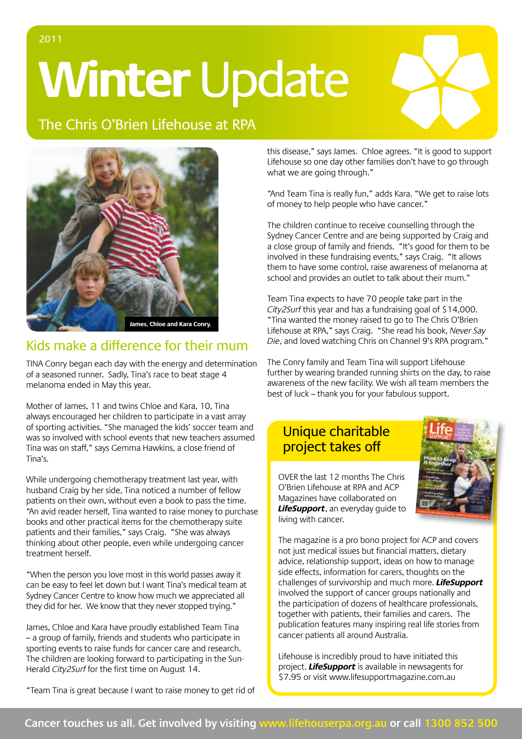2011

# Winter Update

## The Chris O'Brien Lifehouse at RPA

James, Chloe and Kara Conry.

## Kids make a difference for their mum

TINA Conry began each day with the energy and determination of a seasoned runner. Sadly, Tina's race to beat stage 4 melanoma ended in May this year.

Mother of James, 11 and twins Chloe and Kara, 10, Tina always encouraged her children to participate in a vast array of sporting activities. "She managed the kids' soccer team and was so involved with school events that new teachers assumed Tina was on staff," says Gemma Hawkins, a close friend of Tina's.

While undergoing chemotherapy treatment last year, with husband Craig by her side, Tina noticed a number of fellow patients on their own, without even a book to pass the time. "An avid reader herself, Tina wanted to raise money to purchase books and other practical items for the chemotherapy suite patients and their families," says Craig. "She was always thinking about other people, even while undergoing cancer treatment herself.

"When the person you love most in this world passes away it can be easy to feel let down but I want Tina's medical team at Sydney Cancer Centre to know how much we appreciated all they did for her. We know that they never stopped trying."

James, Chloe and Kara have proudly established Team Tina – a group of family, friends and students who participate in sporting events to raise funds for cancer care and research. The children are looking forward to participating in the Sun-Herald *City2Surf* for the first time on August 14.

"Team Tina is great because I want to raise money to get rid of this disease," says James. Chloe agrees. "It is good to support Lifehouse so one day other families don't have to go through what we are going through."

"And Team Tina is really fun," adds Kara. "We get to raise lots of money to help people who have cancer."

The children continue to receive counselling through the Sydney Cancer Centre and are being supported by Craig and a close group of family and friends. "It's good for them to be involved in these fundraising events," says Craig. "It allows them to have some control, raise awareness of melanoma at school and provides an outlet to talk about their mum."

Team Tina expects to have 70 people take part in the *City2Surf* this year and has a fundraising goal of $14,000. "Tina wanted the money raised to go to The Chris O'Brien Lifehouse at RPA," says Craig. "She read his book, *Never Say Die*, and loved watching Chris on Channel 9's RPA program."

The Conry family and Team Tina will support Lifehouse further by wearing branded running shirts on the day, to raise awareness of the new facility. We wish all team members the best of luck – thank you for your fabulous support.

## Unique charitable project takes off

OVER the last 12 months The Chris O'Brien Lifehouse at RPA and ACP Magazines have collaborated on ***LifeSupport***, an everyday guide to living with cancer.

The magazine is a pro bono project for ACP and covers not just medical issues but financial matters, dietary advice, relationship support, ideas on how to manage side effects, information for carers, thoughts on the challenges of survivorship and much more. ***LifeSupport*** involved the support of cancer groups nationally and the participation of dozens of healthcare professionals, together with patients, their families and carers. The publication features many inspiring real life stories from cancer patients all around Australia.

Lifehouse is incredibly proud to have initiated this project. ***LifeSupport*** is available in newsagents for $7.95 or visit www.lifesupportmagazine.com.au

**Cancer touches us all. Get involved by visiting www.lifehouserpa.org.au or call 1300 852 500**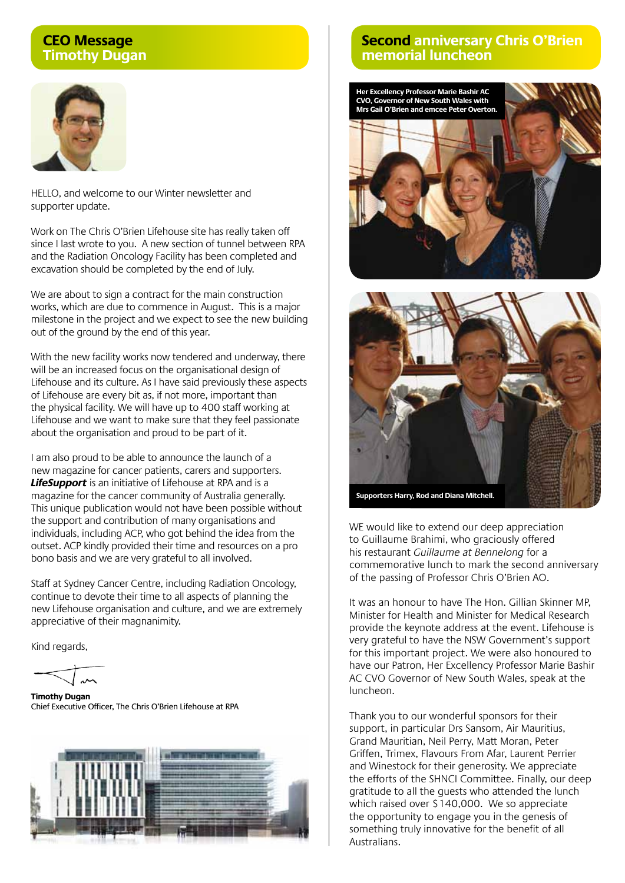## CEO Message
## Timothy Dugan

HELLO, and welcome to our Winter newsletter and supporter update.

Work on The Chris O'Brien Lifehouse site has really taken off since I last wrote to you. A new section of tunnel between RPA and the Radiation Oncology Facility has been completed and excavation should be completed by the end of July.

We are about to sign a contract for the main construction works, which are due to commence in August. This is a major milestone in the project and we expect to see the new building out of the ground by the end of this year.

With the new facility works now tendered and underway, there will be an increased focus on the organisational design of Lifehouse and its culture. As I have said previously these aspects of Lifehouse are every bit as, if not more, important than the physical facility. We will have up to 400 staff working at Lifehouse and we want to make sure that they feel passionate about the organisation and proud to be part of it.

I am also proud to be able to announce the launch of a new magazine for cancer patients, carers and supporters. ***LifeSupport*** is an initiative of Lifehouse at RPA and is a magazine for the cancer community of Australia generally. This unique publication would not have been possible without the support and contribution of many organisations and individuals, including ACP, who got behind the idea from the outset. ACP kindly provided their time and resources on a pro bono basis and we are very grateful to all involved.

Staff at Sydney Cancer Centre, including Radiation Oncology, continue to devote their time to all aspects of planning the new Lifehouse organisation and culture, and we are extremely appreciative of their magnanimity.

Kind regards,

**Timothy Dugan**
Chief Executive Officer, The Chris O'Brien Lifehouse at RPA

## Second anniversary Chris O'Brien memorial luncheon

Her Excellency Professor Marie Bashir AC CVO, Governor of New South Wales with Mrs Gail O'Brien and emcee Peter Overton.

Supporters Harry, Rod and Diana Mitchell.

WE would like to extend our deep appreciation to Guillaume Brahimi, who graciously offered his restaurant *Guillaume at Bennelong* for a commemorative lunch to mark the second anniversary of the passing of Professor Chris O'Brien AO.

It was an honour to have The Hon. Gillian Skinner MP, Minister for Health and Minister for Medical Research provide the keynote address at the event. Lifehouse is very grateful to have the NSW Government's support for this important project. We were also honoured to have our Patron, Her Excellency Professor Marie Bashir AC CVO Governor of New South Wales, speak at the luncheon.

Thank you to our wonderful sponsors for their support, in particular Drs Sansom, Air Mauritius, Grand Mauritian, Neil Perry, Matt Moran, Peter Griffen, Trimex, Flavours From Afar, Laurent Perrier and Winestock for their generosity. We appreciate the efforts of the SHNCI Committee. Finally, our deep gratitude to all the guests who attended the lunch which raised over $140,000. We so appreciate the opportunity to engage you in the genesis of something truly innovative for the benefit of all Australians.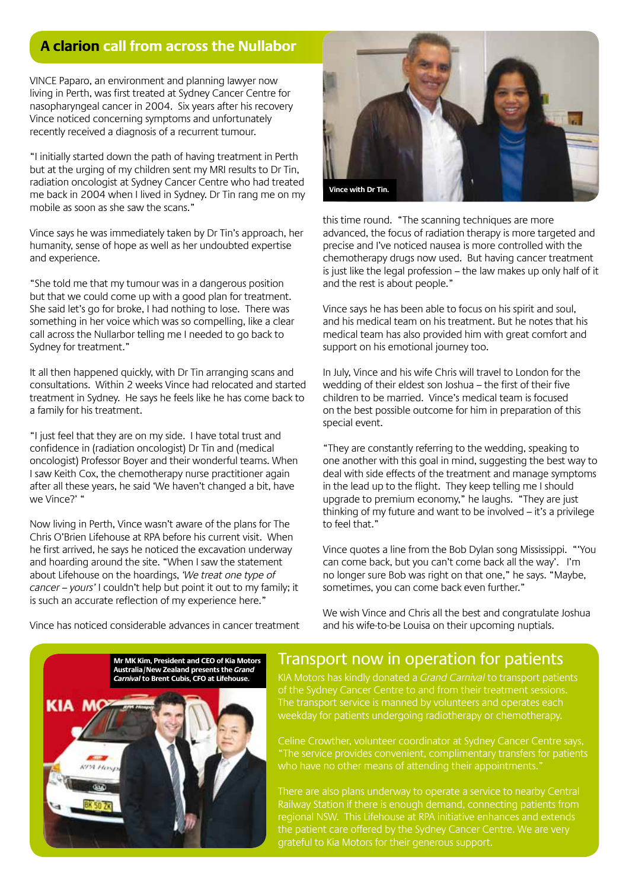## A clarion call from across the Nullabor

VINCE Paparo, an environment and planning lawyer now living in Perth, was first treated at Sydney Cancer Centre for nasopharyngeal cancer in 2004. Six years after his recovery Vince noticed concerning symptoms and unfortunately recently received a diagnosis of a recurrent tumour.

"I initially started down the path of having treatment in Perth but at the urging of my children sent my MRI results to Dr Tin, radiation oncologist at Sydney Cancer Centre who had treated me back in 2004 when I lived in Sydney. Dr Tin rang me on my mobile as soon as she saw the scans."

Vince says he was immediately taken by Dr Tin's approach, her humanity, sense of hope as well as her undoubted expertise and experience.

"She told me that my tumour was in a dangerous position but that we could come up with a good plan for treatment. She said let's go for broke, I had nothing to lose. There was something in her voice which was so compelling, like a clear call across the Nullarbor telling me I needed to go back to Sydney for treatment."

It all then happened quickly, with Dr Tin arranging scans and consultations. Within 2 weeks Vince had relocated and started treatment in Sydney. He says he feels like he has come back to a family for his treatment.

"I just feel that they are on my side. I have total trust and confidence in (radiation oncologist) Dr Tin and (medical oncologist) Professor Boyer and their wonderful teams. When I saw Keith Cox, the chemotherapy nurse practitioner again after all these years, he said 'We haven't changed a bit, have we Vince?' "

Now living in Perth, Vince wasn't aware of the plans for The Chris O'Brien Lifehouse at RPA before his current visit. When he first arrived, he says he noticed the excavation underway and hoarding around the site. "When I saw the statement about Lifehouse on the hoardings, *'We treat one type of cancer – yours'* I couldn't help but point it out to my family; it is such an accurate reflection of my experience here."

Vince has noticed considerable advances in cancer treatment this time round. "The scanning techniques are more advanced, the focus of radiation therapy is more targeted and precise and I've noticed nausea is more controlled with the chemotherapy drugs now used. But having cancer treatment is just like the legal profession – the law makes up only half of it and the rest is about people."

Vince with Dr Tin.

Vince says he has been able to focus on his spirit and soul, and his medical team on his treatment. But he notes that his medical team has also provided him with great comfort and support on his emotional journey too.

In July, Vince and his wife Chris will travel to London for the wedding of their eldest son Joshua – the first of their five children to be married. Vince's medical team is focused on the best possible outcome for him in preparation of this special event.

"They are constantly referring to the wedding, speaking to one another with this goal in mind, suggesting the best way to deal with side effects of the treatment and manage symptoms in the lead up to the flight. They keep telling me I should upgrade to premium economy," he laughs. "They are just thinking of my future and want to be involved – it's a privilege to feel that."

Vince quotes a line from the Bob Dylan song Mississippi. "'You can come back, but you can't come back all the way'. I'm no longer sure Bob was right on that one," he says. "Maybe, sometimes, you can come back even further."

We wish Vince and Chris all the best and congratulate Joshua and his wife-to-be Louisa on their upcoming nuptials.

## Transport now in operation for patients

**Mr MK Kim, President and CEO of Kia Motors Australia/New Zealand presents the *Grand Carnival* to Brent Cubis, CFO at Lifehouse.**

KIA Motors has kindly donated a *Grand Carnival* to transport patients of the Sydney Cancer Centre to and from their treatment sessions. The transport service is manned by volunteers and operates each weekday for patients undergoing radiotherapy or chemotherapy.

Celine Crowther, volunteer coordinator at Sydney Cancer Centre says, "The service provides convenient, complimentary transfers for patients who have no other means of attending their appointments."

There are also plans underway to operate a service to nearby Central Railway Station if there is enough demand, connecting patients from regional NSW. This Lifehouse at RPA initiative enhances and extends the patient care offered by the Sydney Cancer Centre. We are very grateful to Kia Motors for their generous support.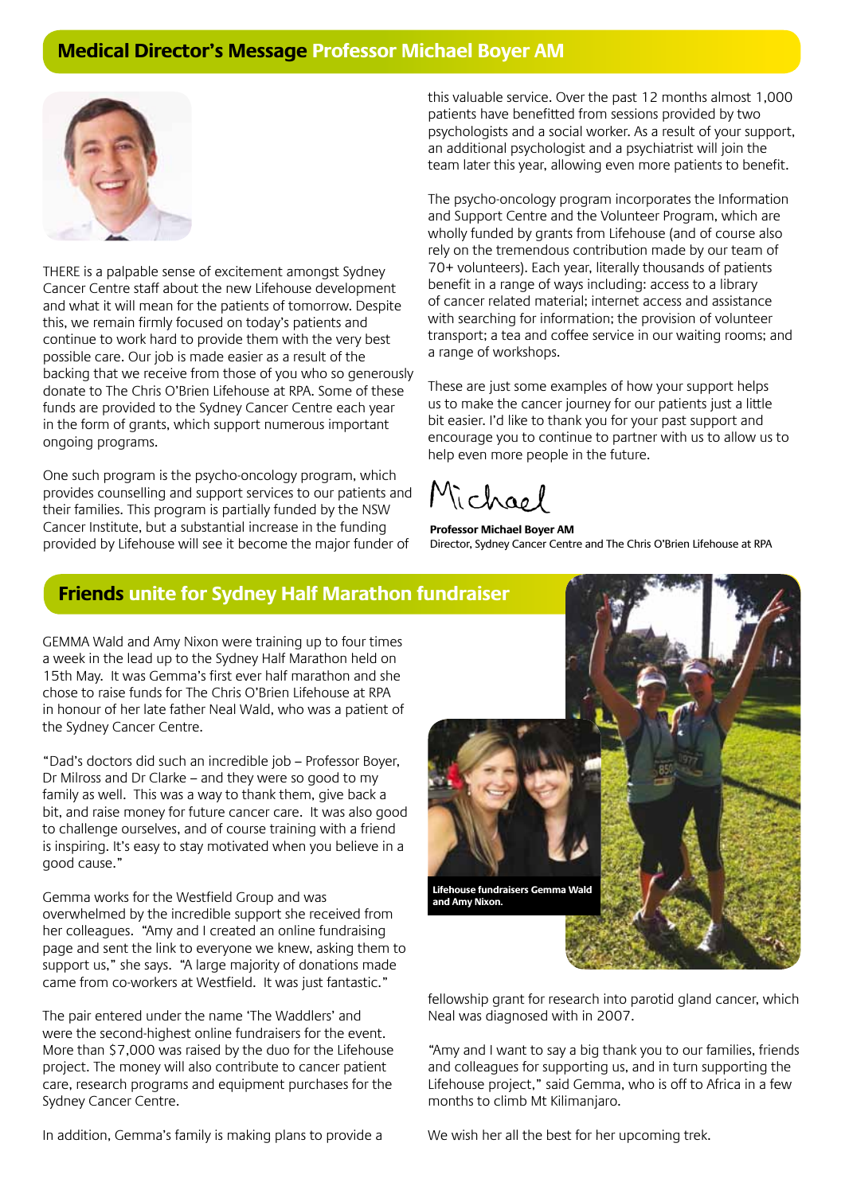## Medical Director's Message Professor Michael Boyer AM

THERE is a palpable sense of excitement amongst Sydney Cancer Centre staff about the new Lifehouse development and what it will mean for the patients of tomorrow. Despite this, we remain firmly focused on today's patients and continue to work hard to provide them with the very best possible care. Our job is made easier as a result of the backing that we receive from those of you who so generously donate to The Chris O'Brien Lifehouse at RPA. Some of these funds are provided to the Sydney Cancer Centre each year in the form of grants, which support numerous important ongoing programs.

One such program is the psycho-oncology program, which provides counselling and support services to our patients and their families. This program is partially funded by the NSW Cancer Institute, but a substantial increase in the funding provided by Lifehouse will see it become the major funder of this valuable service. Over the past 12 months almost 1,000 patients have benefitted from sessions provided by two psychologists and a social worker. As a result of your support, an additional psychologist and a psychiatrist will join the team later this year, allowing even more patients to benefit.

The psycho-oncology program incorporates the Information and Support Centre and the Volunteer Program, which are wholly funded by grants from Lifehouse (and of course also rely on the tremendous contribution made by our team of 70+ volunteers). Each year, literally thousands of patients benefit in a range of ways including: access to a library of cancer related material; internet access and assistance with searching for information; the provision of volunteer transport; a tea and coffee service in our waiting rooms; and a range of workshops.

These are just some examples of how your support helps us to make the cancer journey for our patients just a little bit easier. I'd like to thank you for your past support and encourage you to continue to partner with us to allow us to help even more people in the future.

Michael

**Professor Michael Boyer AM**
Director, Sydney Cancer Centre and The Chris O'Brien Lifehouse at RPA

## Friends unite for Sydney Half Marathon fundraiser

GEMMA Wald and Amy Nixon were training up to four times a week in the lead up to the Sydney Half Marathon held on 15th May. It was Gemma's first ever half marathon and she chose to raise funds for The Chris O'Brien Lifehouse at RPA in honour of her late father Neal Wald, who was a patient of the Sydney Cancer Centre.

"Dad's doctors did such an incredible job – Professor Boyer, Dr Milross and Dr Clarke – and they were so good to my family as well. This was a way to thank them, give back a bit, and raise money for future cancer care. It was also good to challenge ourselves, and of course training with a friend is inspiring. It's easy to stay motivated when you believe in a good cause."

Gemma works for the Westfield Group and was overwhelmed by the incredible support she received from her colleagues. "Amy and I created an online fundraising page and sent the link to everyone we knew, asking them to support us," she says. "A large majority of donations made came from co-workers at Westfield. It was just fantastic."

The pair entered under the name 'The Waddlers' and were the second-highest online fundraisers for the event. More than $7,000 was raised by the duo for the Lifehouse project. The money will also contribute to cancer patient care, research programs and equipment purchases for the Sydney Cancer Centre.

In addition, Gemma's family is making plans to provide a fellowship grant for research into parotid gland cancer, which Neal was diagnosed with in 2007.

**Lifehouse fundraisers Gemma Wald and Amy Nixon.**

"Amy and I want to say a big thank you to our families, friends and colleagues for supporting us, and in turn supporting the Lifehouse project," said Gemma, who is off to Africa in a few months to climb Mt Kilimanjaro.

We wish her all the best for her upcoming trek.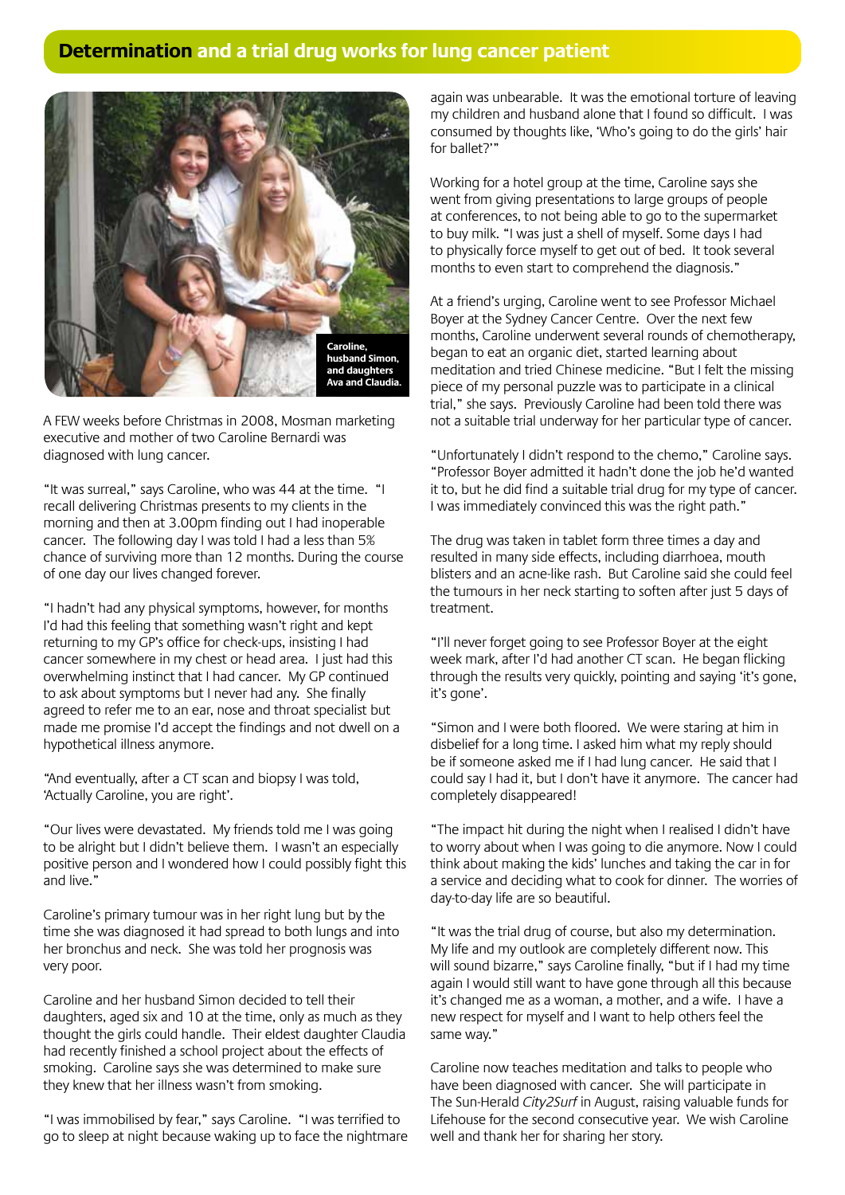## Determination and a trial drug works for lung cancer patient

Caroline, husband Simon, and daughters Ava and Claudia.

A FEW weeks before Christmas in 2008, Mosman marketing executive and mother of two Caroline Bernardi was diagnosed with lung cancer.

"It was surreal," says Caroline, who was 44 at the time. "I recall delivering Christmas presents to my clients in the morning and then at 3.00pm finding out I had inoperable cancer. The following day I was told I had a less than 5% chance of surviving more than 12 months. During the course of one day our lives changed forever.

"I hadn't had any physical symptoms, however, for months I'd had this feeling that something wasn't right and kept returning to my GP's office for check-ups, insisting I had cancer somewhere in my chest or head area. I just had this overwhelming instinct that I had cancer. My GP continued to ask about symptoms but I never had any. She finally agreed to refer me to an ear, nose and throat specialist but made me promise I'd accept the findings and not dwell on a hypothetical illness anymore.

"And eventually, after a CT scan and biopsy I was told, 'Actually Caroline, you are right'.

"Our lives were devastated. My friends told me I was going to be alright but I didn't believe them. I wasn't an especially positive person and I wondered how I could possibly fight this and live."

Caroline's primary tumour was in her right lung but by the time she was diagnosed it had spread to both lungs and into her bronchus and neck. She was told her prognosis was very poor.

Caroline and her husband Simon decided to tell their daughters, aged six and 10 at the time, only as much as they thought the girls could handle. Their eldest daughter Claudia had recently finished a school project about the effects of smoking. Caroline says she was determined to make sure they knew that her illness wasn't from smoking.

"I was immobilised by fear," says Caroline. "I was terrified to go to sleep at night because waking up to face the nightmare again was unbearable. It was the emotional torture of leaving my children and husband alone that I found so difficult. I was consumed by thoughts like, 'Who's going to do the girls' hair for ballet?'"

Working for a hotel group at the time, Caroline says she went from giving presentations to large groups of people at conferences, to not being able to go to the supermarket to buy milk. "I was just a shell of myself. Some days I had to physically force myself to get out of bed. It took several months to even start to comprehend the diagnosis."

At a friend's urging, Caroline went to see Professor Michael Boyer at the Sydney Cancer Centre. Over the next few months, Caroline underwent several rounds of chemotherapy, began to eat an organic diet, started learning about meditation and tried Chinese medicine. "But I felt the missing piece of my personal puzzle was to participate in a clinical trial," she says. Previously Caroline had been told there was not a suitable trial underway for her particular type of cancer.

"Unfortunately I didn't respond to the chemo," Caroline says. "Professor Boyer admitted it hadn't done the job he'd wanted it to, but he did find a suitable trial drug for my type of cancer. I was immediately convinced this was the right path."

The drug was taken in tablet form three times a day and resulted in many side effects, including diarrhoea, mouth blisters and an acne-like rash. But Caroline said she could feel the tumours in her neck starting to soften after just 5 days of treatment.

"I'll never forget going to see Professor Boyer at the eight week mark, after I'd had another CT scan. He began flicking through the results very quickly, pointing and saying 'it's gone, it's gone'.

"Simon and I were both floored. We were staring at him in disbelief for a long time. I asked him what my reply should be if someone asked me if I had lung cancer. He said that I could say I had it, but I don't have it anymore. The cancer had completely disappeared!

"The impact hit during the night when I realised I didn't have to worry about when I was going to die anymore. Now I could think about making the kids' lunches and taking the car in for a service and deciding what to cook for dinner. The worries of day-to-day life are so beautiful.

"It was the trial drug of course, but also my determination. My life and my outlook are completely different now. This will sound bizarre," says Caroline finally, "but if I had my time again I would still want to have gone through all this because it's changed me as a woman, a mother, and a wife. I have a new respect for myself and I want to help others feel the same way."

Caroline now teaches meditation and talks to people who have been diagnosed with cancer. She will participate in The Sun-Herald *City2Surf* in August, raising valuable funds for Lifehouse for the second consecutive year. We wish Caroline well and thank her for sharing her story.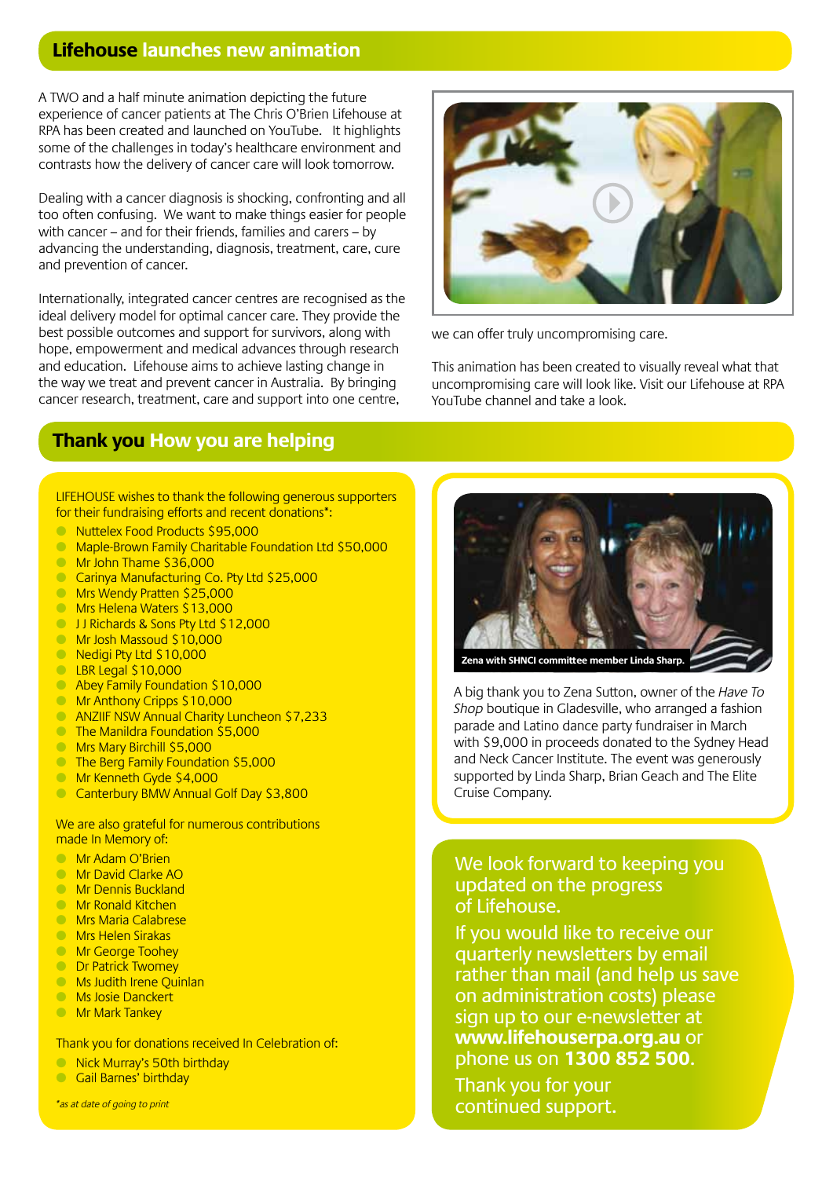## Lifehouse launches new animation

A TWO and a half minute animation depicting the future experience of cancer patients at The Chris O'Brien Lifehouse at RPA has been created and launched on YouTube. It highlights some of the challenges in today's healthcare environment and contrasts how the delivery of cancer care will look tomorrow.

Dealing with a cancer diagnosis is shocking, confronting and all too often confusing. We want to make things easier for people with cancer – and for their friends, families and carers – by advancing the understanding, diagnosis, treatment, care, cure and prevention of cancer.

Internationally, integrated cancer centres are recognised as the ideal delivery model for optimal cancer care. They provide the best possible outcomes and support for survivors, along with hope, empowerment and medical advances through research and education. Lifehouse aims to achieve lasting change in the way we treat and prevent cancer in Australia. By bringing cancer research, treatment, care and support into one centre, we can offer truly uncompromising care.

This animation has been created to visually reveal what that uncompromising care will look like. Visit our Lifehouse at RPA YouTube channel and take a look.

## Thank you How you are helping

LIFEHOUSE wishes to thank the following generous supporters for their fundraising efforts and recent donations*:

- Nuttelex Food Products $95,000
- Maple-Brown Family Charitable Foundation Ltd $50,000
- Mr John Thame $36,000
- Carinya Manufacturing Co. Pty Ltd $25,000
- Mrs Wendy Pratten $25,000
- Mrs Helena Waters $13,000
- J J Richards & Sons Pty Ltd $12,000
- Mr Josh Massoud $10,000
- Nedigi Pty Ltd $10,000
- LBR Legal $10,000
- Abey Family Foundation $10,000
- Mr Anthony Cripps $10,000
- ANZIIF NSW Annual Charity Luncheon $7,233
- The Manildra Foundation $5,000
- Mrs Mary Birchill $5,000
- The Berg Family Foundation $5,000
- Mr Kenneth Gyde $4,000
- Canterbury BMW Annual Golf Day $3,800

We are also grateful for numerous contributions made In Memory of:

- Mr Adam O'Brien
- Mr David Clarke AO
- Mr Dennis Buckland
- Mr Ronald Kitchen
- Mrs Maria Calabrese
- Mrs Helen Sirakas
- Mr George Toohey
- Dr Patrick Twomey
- Ms Judith Irene Quinlan
- Ms Josie Danckert
- Mr Mark Tankey

Thank you for donations received In Celebration of:

- Nick Murray's 50th birthday
- Gail Barnes' birthday

*as at date of going to print*

Zena with SHNCI committee member Linda Sharp.

A big thank you to Zena Sutton, owner of the *Have To Shop* boutique in Gladesville, who arranged a fashion parade and Latino dance party fundraiser in March with $9,000 in proceeds donated to the Sydney Head and Neck Cancer Institute. The event was generously supported by Linda Sharp, Brian Geach and The Elite Cruise Company.

We look forward to keeping you updated on the progress of Lifehouse.

If you would like to receive our quarterly newsletters by email rather than mail (and help us save on administration costs) please sign up to our e-newsletter at **www.lifehouserpa.org.au** or phone us on **1300 852 500**.

Thank you for your continued support.